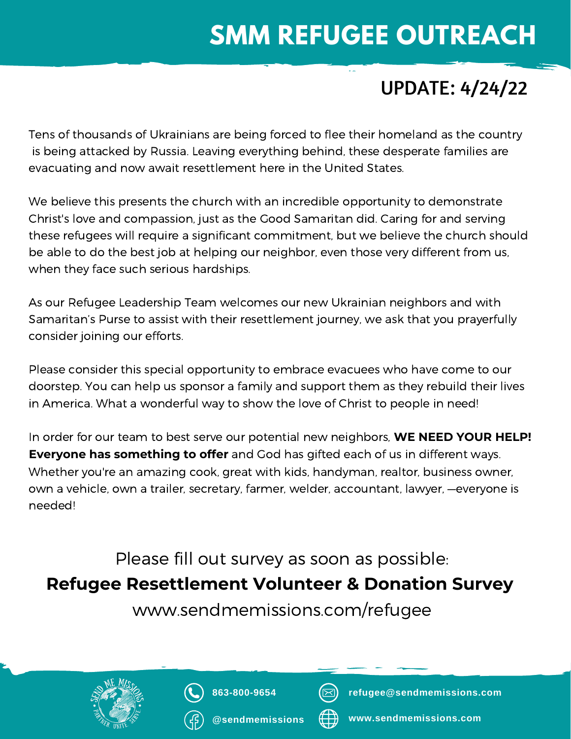# SMM REFUGEE OUTREACH

## UPDATE: 4/24/22

Tens of thousands of Ukrainians are being forced to flee their homeland as the country is being attacked by Russia. Leaving everything behind, these desperate families are evacuating and now await resettlement here in the United States.

We believe this presents the church with an incredible opportunity to demonstrate Christ's love and compassion, just as the Good Samaritan did. Caring for and serving these refugees will require a significant commitment, but we believe the church should be able to do the best job at helping our neighbor, even those very different from us, when they face such serious hardships.

As our Refugee Leadership Team welcomes our new Ukrainian neighbors and with Samaritan's Purse to assist with their resettlement journey, we ask that you prayerfully consider joining our efforts.

Please consider this special opportunity to embrace evacuees who have come to our doorstep. You can help us sponsor a family and support them as they rebuild their lives in America. What a wonderful way to show the love of Christ to people in need!

In order for our team to best serve our potential new neighbors, **WE NEED YOUR HELP! Everyone has something to offer** and God has gifted each of us in different ways. Whether you're an amazing cook, great with kids, handyman, realtor, business owner, own a vehicle, own a trailer, secretary, farmer, welder, accountant, lawyer, —everyone is needed!

Please fill out survey as soon as possible:

**Refugee Resettlement Volunteer & Donation Survey**

www.sendmemissions.com/refugee

863-800-9654

refugee@sendmemissions.com

@sendmemissions

www.sendmemissions.com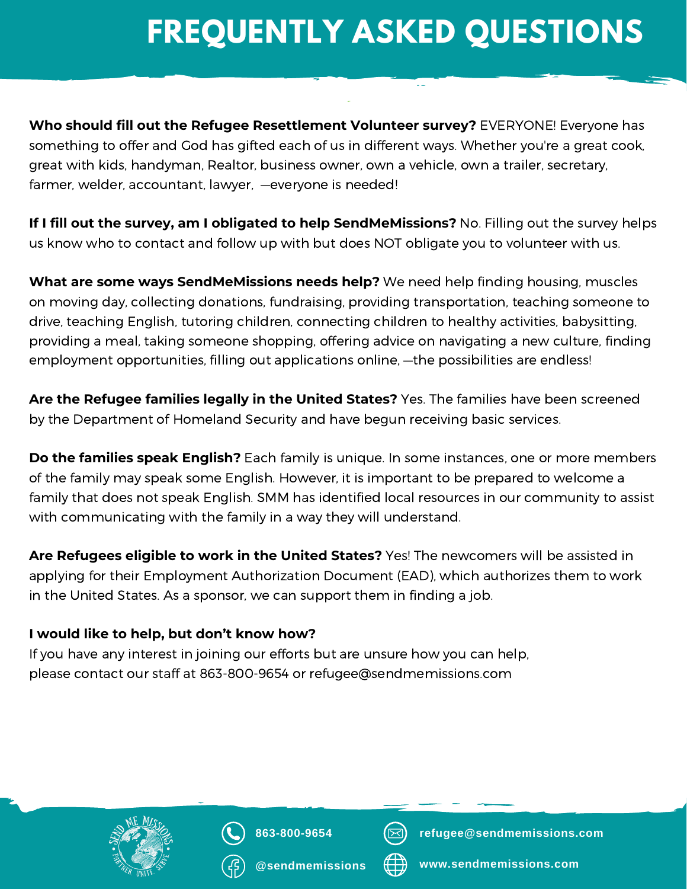# FREQUENTLY ASKED QUESTIONS

**Who should fill out the Refugee Resettlement Volunteer survey?** EVERYONE! Everyone has something to offer and God has gifted each of us in different ways. Whether you're a great cook, great with kids, handyman, Realtor, business owner, own a vehicle, own a trailer, secretary, farmer, welder, accountant, lawyer, —everyone is needed!

**If I fill out the survey, am I obligated to help SendMeMissions?** No. Filling out the survey helps us know who to contact and follow up with but does NOT obligate you to volunteer with us.

**What are some ways SendMeMissions needs help?** We need help finding housing, muscles on moving day, collecting donations, fundraising, providing transportation, teaching someone to drive, teaching English, tutoring children, connecting children to healthy activities, babysitting, providing a meal, taking someone shopping, offering advice on navigating a new culture, finding employment opportunities, filling out applications online, —the possibilities are endless!

**Are the Refugee families legally in the United States?** Yes. The families have been screened by the Department of Homeland Security and have begun receiving basic services.

**Do the families speak English?** Each family is unique. In some instances, one or more members of the family may speak some English. However, it is important to be prepared to welcome a family that does not speak English. SMM has identified local resources in our community to assist with communicating with the family in a way they will understand.

**Are Refugees eligible to work in the United States?** Yes! The newcomers will be assisted in applying for their Employment Authorization Document (EAD), which authorizes them to work in the United States. As a sponsor, we can support them in finding a job.

**I would like to help, but don't know how?**
If you have any interest in joining our efforts but are unsure how you can help, please contact our staff at 863-800-9654 or refugee@sendmemissions.com

863-800-9654
refugee@sendmemissions.com
@sendmemissions
www.sendmemissions.com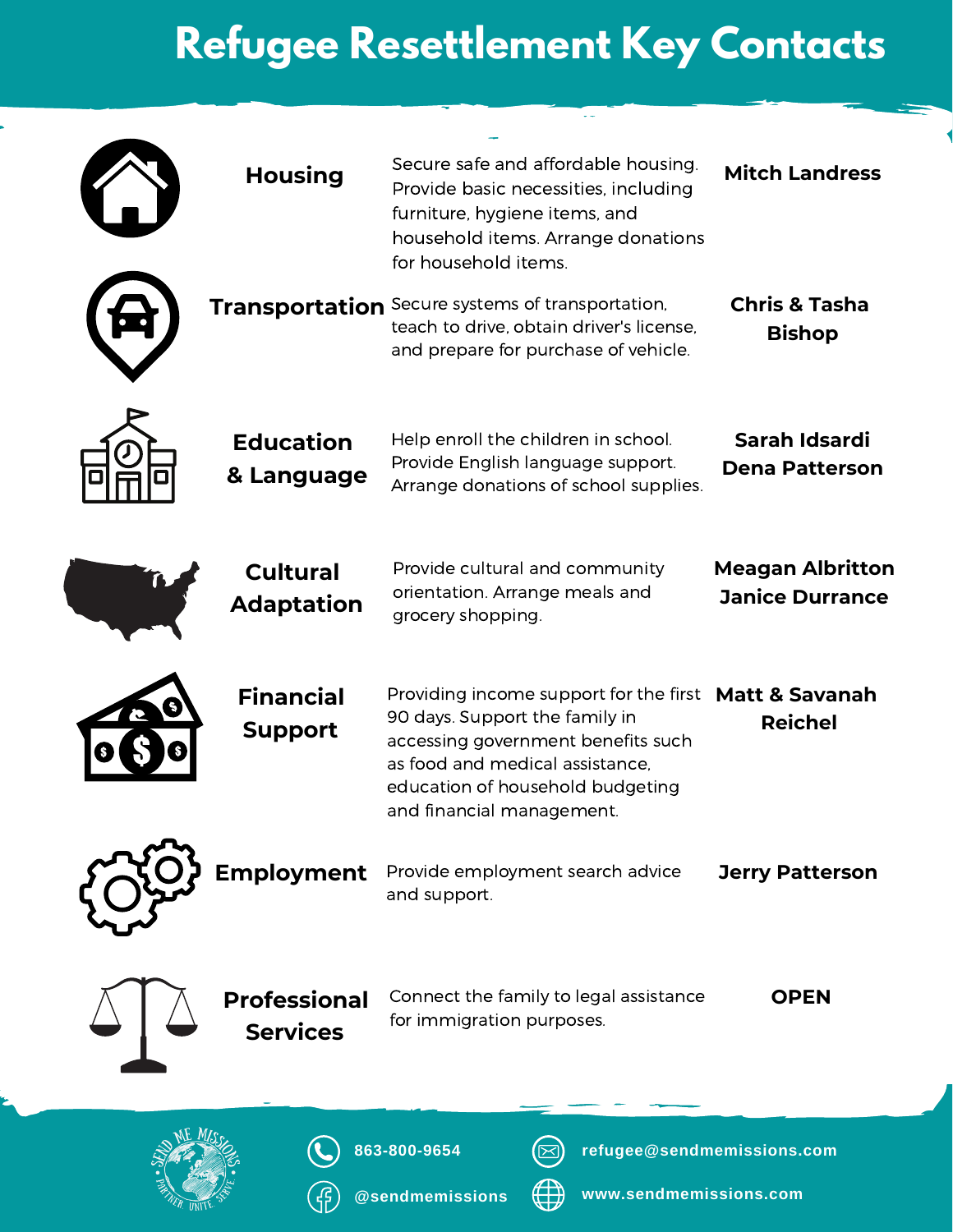# Refugee Resettlement Key Contacts

| | | |
|---|---|---|
| **Housing** | Secure safe and affordable housing. Provide basic necessities, including furniture, hygiene items, and household items. Arrange donations for household items. | **Mitch Landress** |
| **Transportation** | Secure systems of transportation, teach to drive, obtain driver's license, and prepare for purchase of vehicle. | **Chris & Tasha Bishop** |
| **Education & Language** | Help enroll the children in school. Provide English language support. Arrange donations of school supplies. | **Sarah Idsardi**<br>**Dena Patterson** |
| **Cultural Adaptation** | Provide cultural and community orientation. Arrange meals and grocery shopping. | **Meagan Albritton**<br>**Janice Durrance** |
| **Financial Support** | Providing income support for the first 90 days. Support the family in accessing government benefits such as food and medical assistance, education of household budgeting and financial management. | **Matt & Savanah Reichel** |
| **Employment** | Provide employment search advice and support. | **Jerry Patterson** |
| **Professional Services** | Connect the family to legal assistance for immigration purposes. | **OPEN** |

SEND ME MISSIONS — PARTNER UNITE SERVE

863-800-9654

refugee@sendmemissions.com

@sendmemissions

www.sendmemissions.com